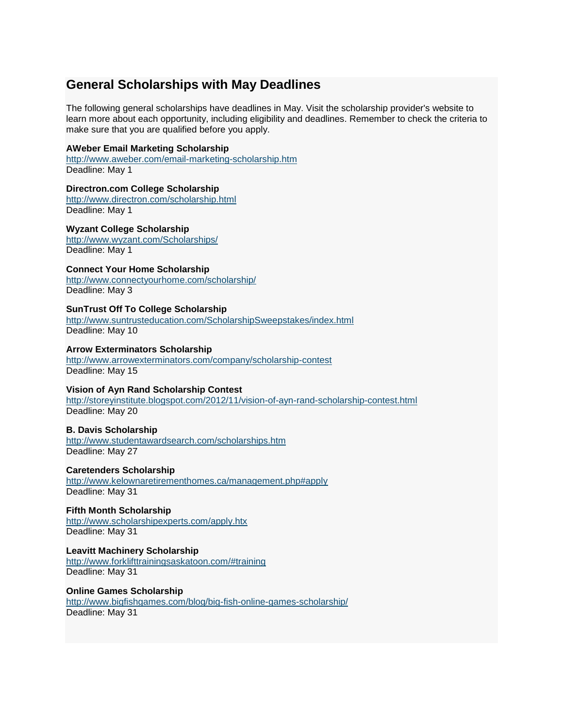## General Scholarships with May Deadlines

The following general scholarships have deadlines in May. Visit the scholarship provider's website to learn more about each opportunity, including eligibility and deadlines. Remember to check the criteria to make sure that you are qualified before you apply.

**AWeber Email Marketing Scholarship**
http://www.aweber.com/email-marketing-scholarship.htm
Deadline: May 1

**Directron.com College Scholarship**
http://www.directron.com/scholarship.html
Deadline: May 1

**Wyzant College Scholarship**
http://www.wyzant.com/Scholarships/
Deadline: May 1

**Connect Your Home Scholarship**
http://www.connectyourhome.com/scholarship/
Deadline: May 3

**SunTrust Off To College Scholarship**
http://www.suntrusteducation.com/ScholarshipSweepstakes/index.html
Deadline: May 10

**Arrow Exterminators Scholarship**
http://www.arrowexterminators.com/company/scholarship-contest
Deadline: May 15

**Vision of Ayn Rand Scholarship Contest**
http://storeyinstitute.blogspot.com/2012/11/vision-of-ayn-rand-scholarship-contest.html
Deadline: May 20

**B. Davis Scholarship**
http://www.studentawardsearch.com/scholarships.htm
Deadline: May 27

**Caretenders Scholarship**
http://www.kelownaretirementhomes.ca/management.php#apply
Deadline: May 31

**Fifth Month Scholarship**
http://www.scholarshipexperts.com/apply.htx
Deadline: May 31

**Leavitt Machinery Scholarship**
http://www.forklifttrainingsaskatoon.com/#training
Deadline: May 31

**Online Games Scholarship**
http://www.bigfishgames.com/blog/big-fish-online-games-scholarship/
Deadline: May 31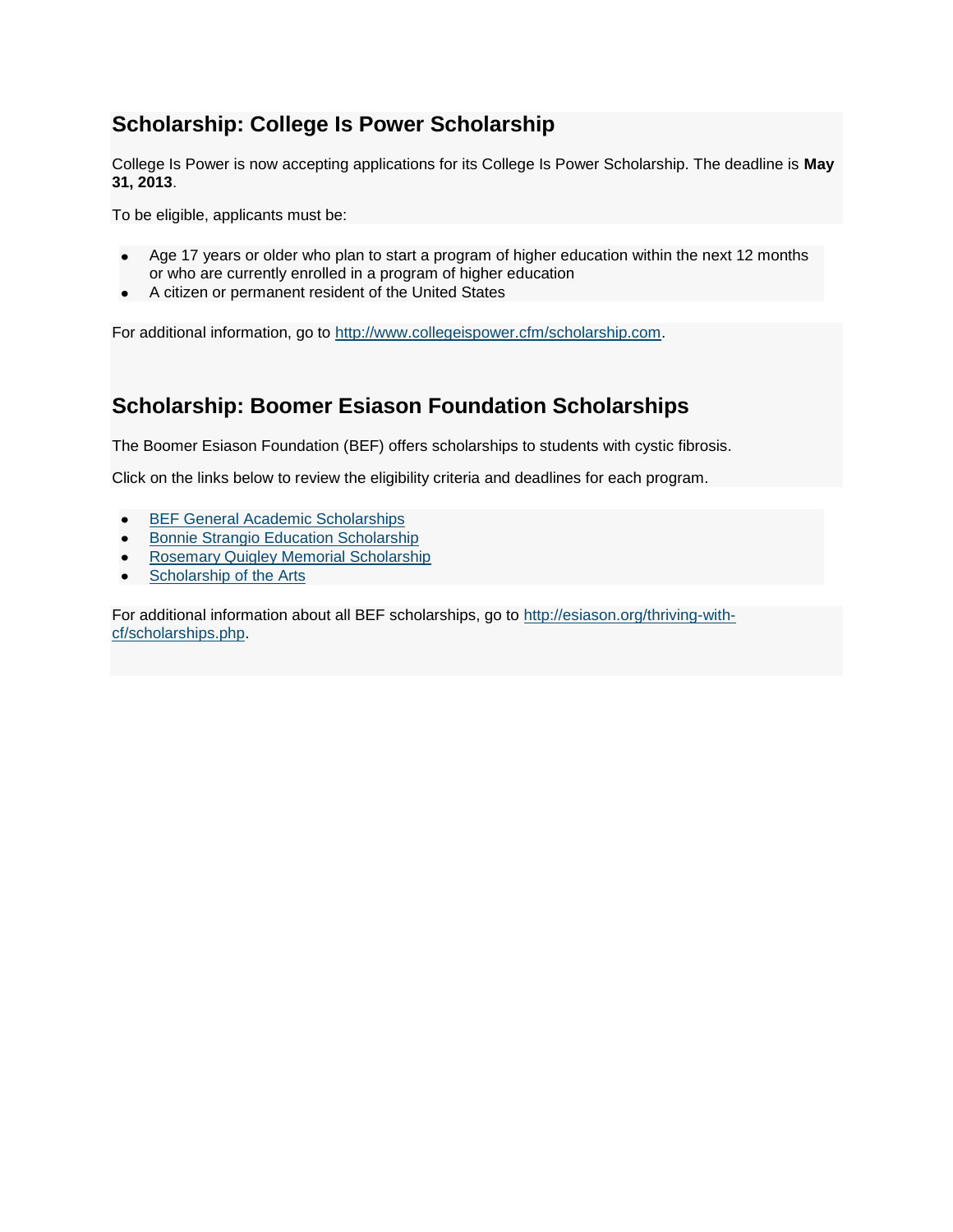## Scholarship: College Is Power Scholarship

College Is Power is now accepting applications for its College Is Power Scholarship. The deadline is **May 31, 2013**.

To be eligible, applicants must be:

- Age 17 years or older who plan to start a program of higher education within the next 12 months or who are currently enrolled in a program of higher education
- A citizen or permanent resident of the United States

For additional information, go to [http://www.collegeispower.cfm/scholarship.com](http://www.collegeispower.cfm/scholarship.com).

## Scholarship: Boomer Esiason Foundation Scholarships

The Boomer Esiason Foundation (BEF) offers scholarships to students with cystic fibrosis.

Click on the links below to review the eligibility criteria and deadlines for each program.

- BEF General Academic Scholarships
- Bonnie Strangio Education Scholarship
- Rosemary Quigley Memorial Scholarship
- Scholarship of the Arts

For additional information about all BEF scholarships, go to [http://esiason.org/thriving-with-cf/scholarships.php](http://esiason.org/thriving-with-cf/scholarships.php).